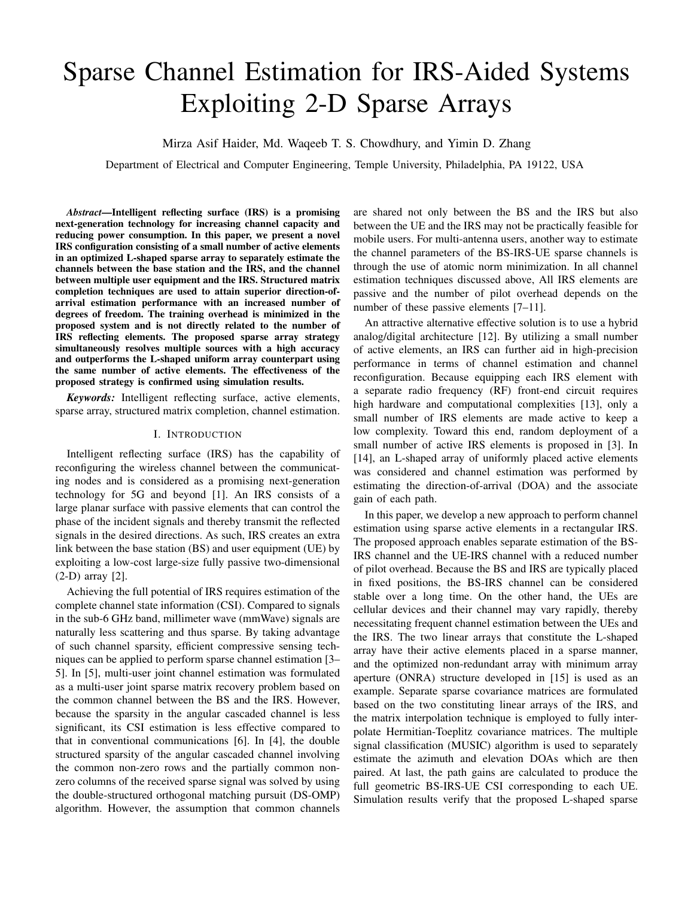# Sparse Channel Estimation for IRS-Aided Systems Exploiting 2-D Sparse Arrays

Mirza Asif Haider, Md. Waqeeb T. S. Chowdhury, and Yimin D. Zhang

Department of Electrical and Computer Engineering, Temple University, Philadelphia, PA 19122, USA

***Abstract*—Intelligent reflecting surface (IRS) is a promising next-generation technology for increasing channel capacity and reducing power consumption. In this paper, we present a novel IRS configuration consisting of a small number of active elements in an optimized L-shaped sparse array to separately estimate the channels between the base station and the IRS, and the channel between multiple user equipment and the IRS. Structured matrix completion techniques are used to attain superior direction-of-arrival estimation performance with an increased number of degrees of freedom. The training overhead is minimized in the proposed system and is not directly related to the number of IRS reflecting elements. The proposed sparse array strategy simultaneously resolves multiple sources with a high accuracy and outperforms the L-shaped uniform array counterpart using the same number of active elements. The effectiveness of the proposed strategy is confirmed using simulation results.**

***Keywords:*** Intelligent reflecting surface, active elements, sparse array, structured matrix completion, channel estimation.

## I. Introduction

Intelligent reflecting surface (IRS) has the capability of reconfiguring the wireless channel between the communicating nodes and is considered as a promising next-generation technology for 5G and beyond [1]. An IRS consists of a large planar surface with passive elements that can control the phase of the incident signals and thereby transmit the reflected signals in the desired directions. As such, IRS creates an extra link between the base station (BS) and user equipment (UE) by exploiting a low-cost large-size fully passive two-dimensional (2-D) array [2].

Achieving the full potential of IRS requires estimation of the complete channel state information (CSI). Compared to signals in the sub-6 GHz band, millimeter wave (mmWave) signals are naturally less scattering and thus sparse. By taking advantage of such channel sparsity, efficient compressive sensing techniques can be applied to perform sparse channel estimation [3–5]. In [5], multi-user joint channel estimation was formulated as a multi-user joint sparse matrix recovery problem based on the common channel between the BS and the IRS. However, because the sparsity in the angular cascaded channel is less significant, its CSI estimation is less effective compared to that in conventional communications [6]. In [4], the double structured sparsity of the angular cascaded channel involving the common non-zero rows and the partially common non-zero columns of the received sparse signal was solved by using the double-structured orthogonal matching pursuit (DS-OMP) algorithm. However, the assumption that common channels are shared not only between the BS and the IRS but also between the UE and the IRS may not be practically feasible for mobile users. For multi-antenna users, another way to estimate the channel parameters of the BS-IRS-UE sparse channels is through the use of atomic norm minimization. In all channel estimation techniques discussed above, All IRS elements are passive and the number of pilot overhead depends on the number of these passive elements [7–11].

An attractive alternative effective solution is to use a hybrid analog/digital architecture [12]. By utilizing a small number of active elements, an IRS can further aid in high-precision performance in terms of channel estimation and channel reconfiguration. Because equipping each IRS element with a separate radio frequency (RF) front-end circuit requires high hardware and computational complexities [13], only a small number of IRS elements are made active to keep a low complexity. Toward this end, random deployment of a small number of active IRS elements is proposed in [3]. In [14], an L-shaped array of uniformly placed active elements was considered and channel estimation was performed by estimating the direction-of-arrival (DOA) and the associate gain of each path.

In this paper, we develop a new approach to perform channel estimation using sparse active elements in a rectangular IRS. The proposed approach enables separate estimation of the BS-IRS channel and the UE-IRS channel with a reduced number of pilot overhead. Because the BS and IRS are typically placed in fixed positions, the BS-IRS channel can be considered stable over a long time. On the other hand, the UEs are cellular devices and their channel may vary rapidly, thereby necessitating frequent channel estimation between the UEs and the IRS. The two linear arrays that constitute the L-shaped array have their active elements placed in a sparse manner, and the optimized non-redundant array with minimum array aperture (ONRA) structure developed in [15] is used as an example. Separate sparse covariance matrices are formulated based on the two constituting linear arrays of the IRS, and the matrix interpolation technique is employed to fully interpolate Hermitian-Toeplitz covariance matrices. The multiple signal classification (MUSIC) algorithm is used to separately estimate the azimuth and elevation DOAs which are then paired. At last, the path gains are calculated to produce the full geometric BS-IRS-UE CSI corresponding to each UE. Simulation results verify that the proposed L-shaped sparse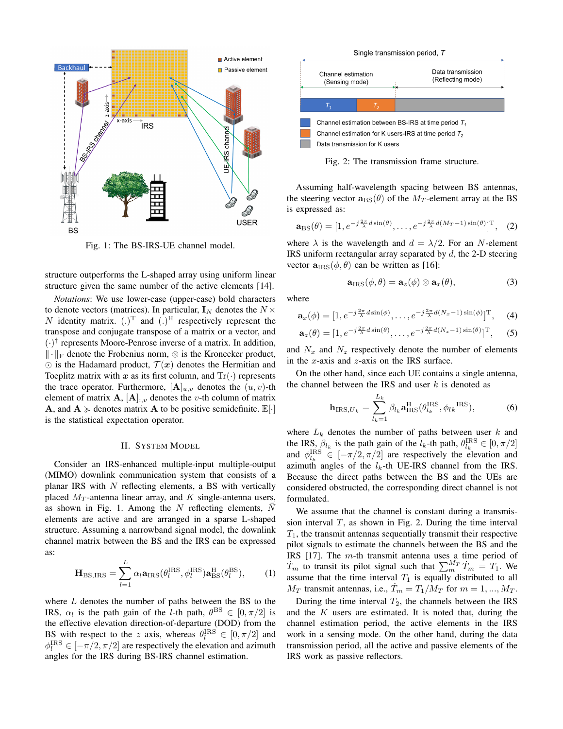Fig. 1: The BS-IRS-UE channel model.

structure outperforms the L-shaped array using uniform linear structure given the same number of the active elements [14].

*Notations*: We use lower-case (upper-case) bold characters to denote vectors (matrices). In particular, $\mathbf{I}_N$ denotes the $N \times N$ identity matrix. $(.)^{\mathrm{T}}$ and $(.)^{\mathrm{H}}$ respectively represent the transpose and conjugate transpose of a matrix or a vector, and $(\cdot)^{\dagger}$ represents Moore-Penrose inverse of a matrix. In addition, $\|\cdot\|_{\mathrm{F}}$ denote the Frobenius norm, $\otimes$ is the Kronecker product, $\odot$ is the Hadamard product, $\mathcal{T}(\boldsymbol{x})$ denotes the Hermitian and Toeplitz matrix with $\boldsymbol{x}$ as its first column, and $\mathrm{Tr}(\cdot)$ represents the trace operator. Furthermore, $[\mathbf{A}]_{u,v}$ denotes the $(u,v)$-th element of matrix $\mathbf{A}$, $[\mathbf{A}]_{:,v}$ denotes the $v$-th column of matrix $\mathbf{A}$, and $\mathbf{A} \succcurlyeq$ denotes matrix $\mathbf{A}$ to be positive semidefinite. $\mathbb{E}[\cdot]$ is the statistical expectation operator.

## II. System Model

Consider an IRS-enhanced multiple-input multiple-output (MIMO) downlink communication system that consists of a planar IRS with $N$ reflecting elements, a BS with vertically placed $M_T$-antenna linear array, and $K$ single-antenna users, as shown in Fig. 1. Among the $N$ reflecting elements, $\bar{N}$ elements are active and are arranged in a sparse L-shaped structure. Assuming a narrowband signal model, the downlink channel matrix between the BS and the IRS can be expressed as:

$$\mathbf{H}_{\mathrm{BS,IRS}} = \sum_{l=1}^{L} \alpha_l \mathbf{a}_{\mathrm{IRS}}(\theta_l^{\mathrm{IRS}}, \phi_l^{\mathrm{IRS}}) \mathbf{a}_{\mathrm{BS}}^{\mathrm{H}}(\theta_l^{\mathrm{BS}}), \tag{1}$$

where $L$ denotes the number of paths between the BS to the IRS, $\alpha_l$ is the path gain of the $l$-th path, $\theta^{\mathrm{BS}} \in [0, \pi/2]$ is the effective elevation direction-of-departure (DOD) from the BS with respect to the $z$ axis, whereas $\theta_l^{\mathrm{IRS}} \in [0, \pi/2]$ and $\phi_l^{\mathrm{IRS}} \in [-\pi/2, \pi/2]$ are respectively the elevation and azimuth angles for the IRS during BS-IRS channel estimation.

Fig. 2: The transmission frame structure.

Assuming half-wavelength spacing between BS antennas, the steering vector $\mathbf{a}_{\mathrm{BS}}(\theta)$ of the $M_T$-element array at the BS is expressed as:

$$\mathbf{a}_{\mathrm{BS}}(\theta) = [1, e^{-j\frac{2\pi}{\lambda} d \sin(\theta)}, \ldots, e^{-j\frac{2\pi}{\lambda} d(M_T-1)\sin(\theta)}]^{\mathrm{T}}, \tag{2}$$

where $\lambda$ is the wavelength and $d = \lambda/2$. For an $N$-element IRS uniform rectangular array separated by $d$, the 2-D steering vector $\mathbf{a}_{\mathrm{IRS}}(\phi, \theta)$ can be written as [16]:

$$\mathbf{a}_{\mathrm{IRS}}(\phi, \theta) = \mathbf{a}_z(\phi) \otimes \mathbf{a}_x(\theta), \tag{3}$$

where

$$\mathbf{a}_x(\phi) = [1, e^{-j\frac{2\pi}{\lambda} d \sin(\phi)}, \ldots, e^{-j\frac{2\pi}{\lambda} d(N_x-1)\sin(\phi)}]^{\mathrm{T}}, \tag{4}$$

$$\mathbf{a}_z(\theta) = [1, e^{-j\frac{2\pi}{\lambda} d \sin(\theta)}, \ldots, e^{-j\frac{2\pi}{\lambda} d(N_z-1)\sin(\theta)}]^{\mathrm{T}}, \tag{5}$$

and $N_x$ and $N_z$ respectively denote the number of elements in the $x$-axis and $z$-axis on the IRS surface.

On the other hand, since each UE contains a single antenna, the channel between the IRS and user $k$ is denoted as

$$\mathbf{h}_{\mathrm{IRS},U_k} = \sum_{l_k=1}^{L_k} \beta_{l_k} \mathbf{a}_{\mathrm{IRS}}^{\mathrm{H}}(\theta_{l_k}^{\mathrm{IRS}}, \phi_{lk}{}^{\mathrm{IRS}}), \tag{6}$$

where $L_k$ denotes the number of paths between user $k$ and the IRS, $\beta_{l_k}$ is the path gain of the $l_k$-th path, $\theta_{l_k}^{\mathrm{IRS}} \in [0, \pi/2]$ and $\phi_{l_k}^{\mathrm{IRS}} \in [-\pi/2, \pi/2]$ are respectively the elevation and azimuth angles of the $l_k$-th UE-IRS channel from the IRS. Because the direct paths between the BS and the UEs are considered obstructed, the corresponding direct channel is not formulated.

We assume that the channel is constant during a transmission interval $T$, as shown in Fig. 2. During the time interval $T_1$, the transmit antennas sequentially transmit their respective pilot signals to estimate the channels between the BS and the IRS [17]. The $m$-th transmit antenna uses a time period of $\dot{T}_m$ to transit its pilot signal such that $\sum_m^{M_T} \dot{T}_m = T_1$. We assume that the time interval $T_1$ is equally distributed to all $M_T$ transmit antennas, i.e., $\dot{T}_m = T_1/M_T$ for $m = 1, \ldots, M_T$.

During the time interval $T_2$, the channels between the IRS and the $K$ users are estimated. It is noted that, during the channel estimation period, the active elements in the IRS work in a sensing mode. On the other hand, during the data transmission period, all the active and passive elements of the IRS work as passive reflectors.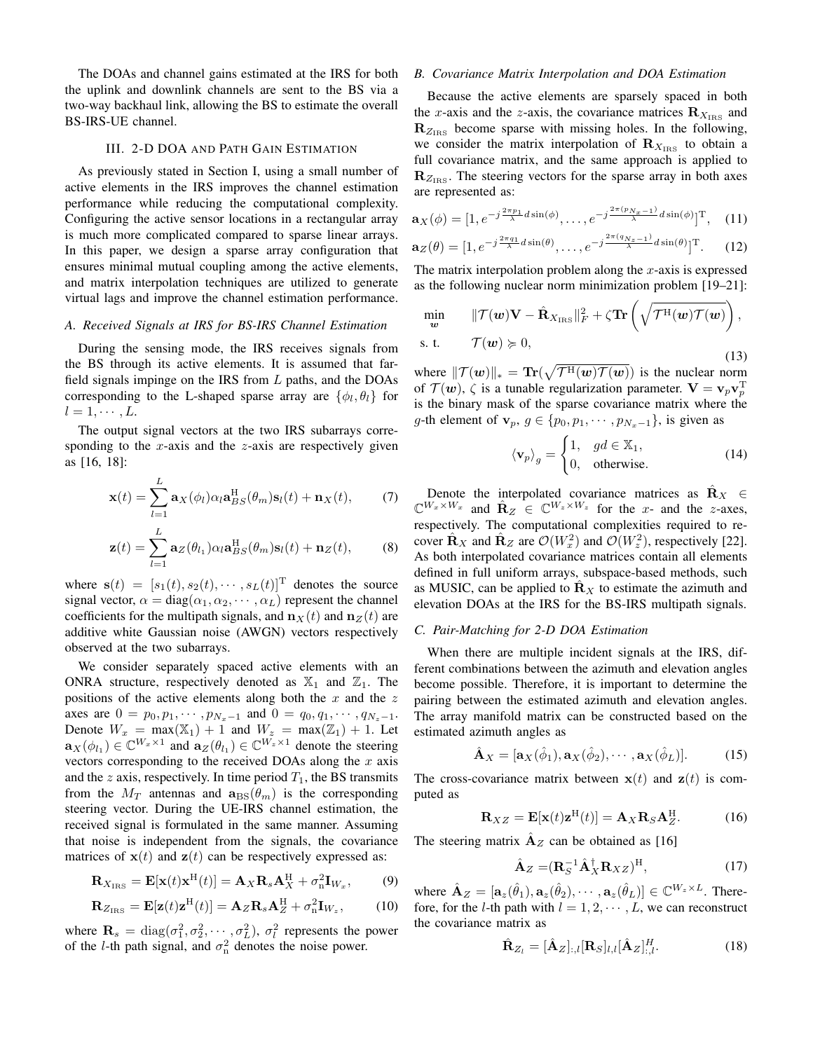The DOAs and channel gains estimated at the IRS for both the uplink and downlink channels are sent to the BS via a two-way backhaul link, allowing the BS to estimate the overall BS-IRS-UE channel.

## III. 2-D DOA and Path Gain Estimation

As previously stated in Section I, using a small number of active elements in the IRS improves the channel estimation performance while reducing the computational complexity. Configuring the active sensor locations in a rectangular array is much more complicated compared to sparse linear arrays. In this paper, we design a sparse array configuration that ensures minimal mutual coupling among the active elements, and matrix interpolation techniques are utilized to generate virtual lags and improve the channel estimation performance.

### A. Received Signals at IRS for BS-IRS Channel Estimation

During the sensing mode, the IRS receives signals from the BS through its active elements. It is assumed that far-field signals impinge on the IRS from $L$ paths, and the DOAs corresponding to the L-shaped sparse array are $\{\phi_l, \theta_l\}$ for $l = 1, \cdots, L$.

The output signal vectors at the two IRS subarrays corresponding to the $x$-axis and the $z$-axis are respectively given as [16, 18]:

$$\mathbf{x}(t) = \sum_{l=1}^{L} \mathbf{a}_X(\phi_l)\alpha_l \mathbf{a}_{BS}^{\mathrm{H}}(\theta_m)\mathbf{s}_l(t) + \mathbf{n}_X(t), \tag{7}$$

$$\mathbf{z}(t) = \sum_{l=1}^{L} \mathbf{a}_Z(\theta_{l_1})\alpha_l \mathbf{a}_{BS}^{\mathrm{H}}(\theta_m)\mathbf{s}_l(t) + \mathbf{n}_Z(t), \tag{8}$$

where $\mathbf{s}(t) = [s_1(t), s_2(t), \cdots, s_L(t)]^{\mathrm{T}}$ denotes the source signal vector, $\alpha = \mathrm{diag}(\alpha_1, \alpha_2, \cdots, \alpha_L)$ represent the channel coefficients for the multipath signals, and $\mathbf{n}_X(t)$ and $\mathbf{n}_Z(t)$ are additive white Gaussian noise (AWGN) vectors respectively observed at the two subarrays.

We consider separately spaced active elements with an ONRA structure, respectively denoted as $\mathbb{X}_1$ and $\mathbb{Z}_1$. The positions of the active elements along both the $x$ and the $z$ axes are $0 = p_0, p_1, \cdots, p_{N_x-1}$ and $0 = q_0, q_1, \cdots, q_{N_z-1}$. Denote $W_x = \max(\mathbb{X}_1) + 1$ and $W_z = \max(\mathbb{Z}_1) + 1$. Let $\mathbf{a}_X(\phi_{l_1}) \in \mathbb{C}^{W_x \times 1}$ and $\mathbf{a}_Z(\theta_{l_1}) \in \mathbb{C}^{W_z \times 1}$ denote the steering vectors corresponding to the received DOAs along the $x$ axis and the $z$ axis, respectively. In time period $T_1$, the BS transmits from the $M_T$ antennas and $\mathbf{a}_{\mathrm{BS}}(\theta_m)$ is the corresponding steering vector. During the UE-IRS channel estimation, the received signal is formulated in the same manner. Assuming that noise is independent from the signals, the covariance matrices of $\mathbf{x}(t)$ and $\mathbf{z}(t)$ can be respectively expressed as:

$$\mathbf{R}_{X_{\mathrm{IRS}}} = \mathbf{E}[\mathbf{x}(t)\mathbf{x}^{\mathrm{H}}(t)] = \mathbf{A}_X \mathbf{R}_s \mathbf{A}_X^{\mathrm{H}} + \sigma_{\mathrm{n}}^2 \mathbf{I}_{W_x}, \tag{9}$$

$$\mathbf{R}_{Z_{\mathrm{IRS}}} = \mathbf{E}[\mathbf{z}(t)\mathbf{z}^{\mathrm{H}}(t)] = \mathbf{A}_Z \mathbf{R}_s \mathbf{A}_Z^{\mathrm{H}} + \sigma_{\mathrm{n}}^2 \mathbf{I}_{W_z}, \tag{10}$$

where $\mathbf{R}_s = \mathrm{diag}(\sigma_1^2, \sigma_2^2, \cdots, \sigma_L^2)$, $\sigma_l^2$ represents the power of the $l$-th path signal, and $\sigma_{\mathrm{n}}^2$ denotes the noise power.

### B. Covariance Matrix Interpolation and DOA Estimation

Because the active elements are sparsely spaced in both the $x$-axis and the $z$-axis, the covariance matrices $\mathbf{R}_{X_{\mathrm{IRS}}}$ and $\mathbf{R}_{Z_{\mathrm{IRS}}}$ become sparse with missing holes. In the following, we consider the matrix interpolation of $\mathbf{R}_{X_{\mathrm{IRS}}}$ to obtain a full covariance matrix, and the same approach is applied to $\mathbf{R}_{Z_{\mathrm{IRS}}}$. The steering vectors for the sparse array in both axes are represented as:

$$\mathbf{a}_X(\phi) = [1, e^{-j\frac{2\pi p_1}{\lambda} d\sin(\phi)}, \ldots, e^{-j\frac{2\pi (p_{N_x-1})}{\lambda} d\sin(\phi)}]^{\mathrm{T}}, \tag{11}$$

$$\mathbf{a}_Z(\theta) = [1, e^{-j\frac{2\pi q_1}{\lambda} d\sin(\theta)}, \ldots, e^{-j\frac{2\pi (q_{N_z-1})}{\lambda} d\sin(\theta)}]^{\mathrm{T}}. \tag{12}$$

The matrix interpolation problem along the $x$-axis is expressed as the following nuclear norm minimization problem [19–21]:

$$\begin{aligned} \min_{\boldsymbol{w}} \quad & \|\mathcal{T}(\boldsymbol{w})\mathbf{V} - \hat{\mathbf{R}}_{X_{\mathrm{IRS}}}\|_F^2 + \zeta \mathbf{Tr}\left(\sqrt{\mathcal{T}^{\mathrm{H}}(\boldsymbol{w})\mathcal{T}(\boldsymbol{w})}\right), \\ \text{s. t.} \quad & \mathcal{T}(\boldsymbol{w}) \succcurlyeq 0, \end{aligned} \tag{13}$$

where $\|\mathcal{T}(\boldsymbol{w})\|_* = \mathbf{Tr}(\sqrt{\mathcal{T}^{\mathrm{H}}(\boldsymbol{w})\mathcal{T}(\boldsymbol{w})})$ is the nuclear norm of $\mathcal{T}(\boldsymbol{w})$, $\zeta$ is a tunable regularization parameter. $\mathbf{V} = \mathbf{v}_p\mathbf{v}_p^{\mathrm{T}}$ is the binary mask of the sparse covariance matrix where the $g$-th element of $\mathbf{v}_p$, $g \in \{p_0, p_1, \cdots, p_{N_x-1}\}$, is given as

$$\langle \mathbf{v}_p \rangle_g = \begin{cases} 1, & gd \in \mathbb{X}_1, \\ 0, & \text{otherwise.} \end{cases} \tag{14}$$

Denote the interpolated covariance matrices as $\hat{\mathbf{R}}_X \in \mathbb{C}^{W_x \times W_x}$ and $\hat{\mathbf{R}}_Z \in \mathbb{C}^{W_z \times W_z}$ for the $x$- and the $z$-axes, respectively. The computational complexities required to recover $\hat{\mathbf{R}}_X$ and $\hat{\mathbf{R}}_Z$ are $\mathcal{O}(W_x^2)$ and $\mathcal{O}(W_z^2)$, respectively [22]. As both interpolated covariance matrices contain all elements defined in full uniform arrays, subspace-based methods, such as MUSIC, can be applied to $\hat{\mathbf{R}}_X$ to estimate the azimuth and elevation DOAs at the IRS for the BS-IRS multipath signals.

### C. Pair-Matching for 2-D DOA Estimation

When there are multiple incident signals at the IRS, different combinations between the azimuth and elevation angles become possible. Therefore, it is important to determine the pairing between the estimated azimuth and elevation angles. The array manifold matrix can be constructed based on the estimated azimuth angles as

$$\hat{\mathbf{A}}_X = [\mathbf{a}_X(\hat{\phi}_1), \mathbf{a}_X(\hat{\phi}_2), \cdots, \mathbf{a}_X(\hat{\phi}_L)]. \tag{15}$$

The cross-covariance matrix between $\mathbf{x}(t)$ and $\mathbf{z}(t)$ is computed as

$$\mathbf{R}_{XZ} = \mathbf{E}[\mathbf{x}(t)\mathbf{z}^{\mathrm{H}}(t)] = \mathbf{A}_X \mathbf{R}_S \mathbf{A}_Z^{\mathrm{H}}. \tag{16}$$

The steering matrix $\hat{\mathbf{A}}_Z$ can be obtained as [16]

$$\hat{\mathbf{A}}_Z = (\mathbf{R}_S^{-1}\hat{\mathbf{A}}_X^{\dagger}\mathbf{R}_{XZ})^{\mathrm{H}}, \tag{17}$$

where $\hat{\mathbf{A}}_Z = [\mathbf{a}_z(\hat{\theta}_1), \mathbf{a}_z(\hat{\theta}_2), \cdots, \mathbf{a}_z(\hat{\theta}_L)] \in \mathbb{C}^{W_z \times L}$. Therefore, for the $l$-th path with $l = 1, 2, \cdots, L$, we can reconstruct the covariance matrix as

$$\hat{\mathbf{R}}_{Z_l} = [\hat{\mathbf{A}}_Z]_{:,l}[\mathbf{R}_S]_{l,l}[\hat{\mathbf{A}}_Z]_{:,l}^{H}. \tag{18}$$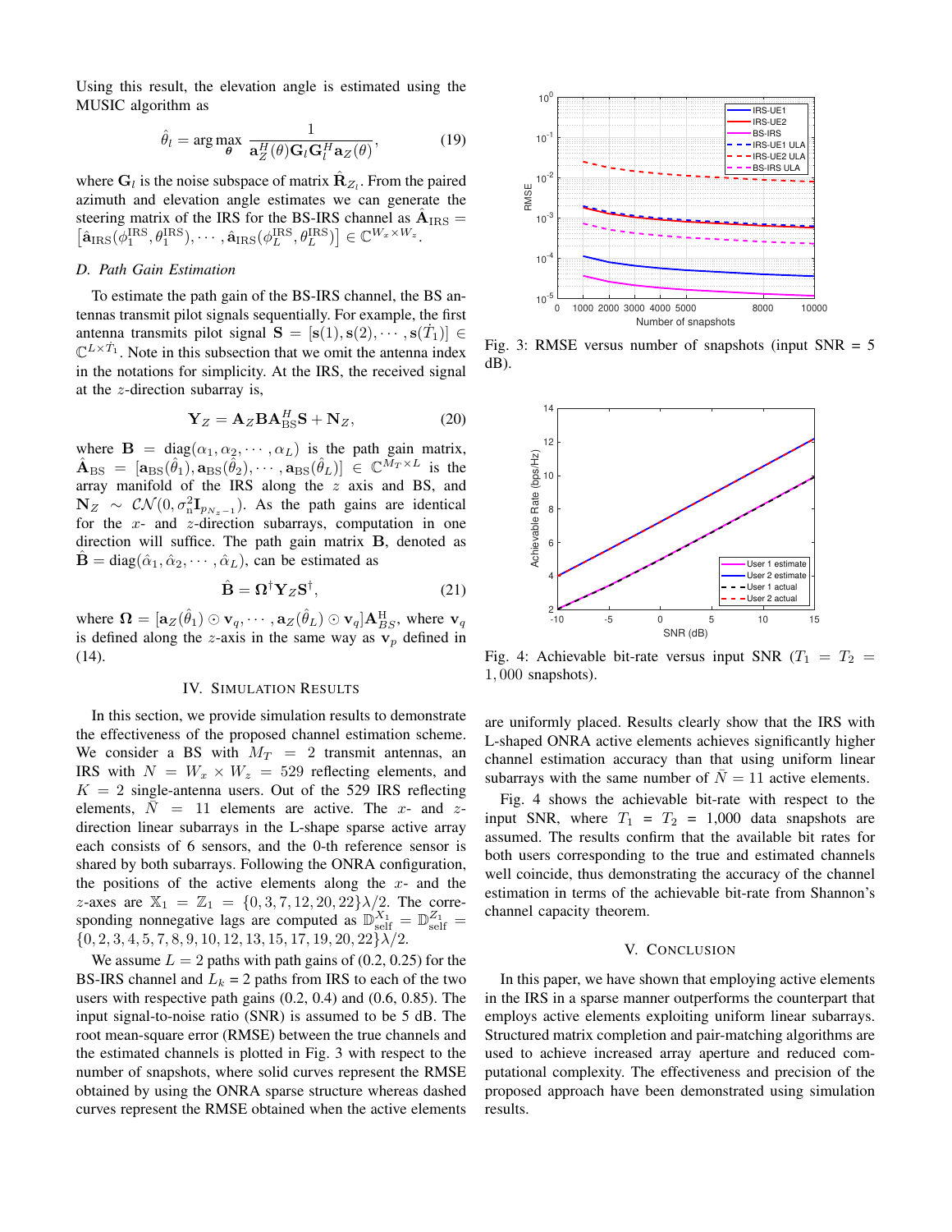Using this result, the elevation angle is estimated using the MUSIC algorithm as

$$\hat{\theta}_l = \arg\max_{\boldsymbol{\theta}} \frac{1}{\mathbf{a}_Z^H(\theta)\mathbf{G}_l\mathbf{G}_l^H\mathbf{a}_Z(\theta)}, \tag{19}$$

where $\mathbf{G}_l$ is the noise subspace of matrix $\hat{\mathbf{R}}_{Z_l}$. From the paired azimuth and elevation angle estimates we can generate the steering matrix of the IRS for the BS-IRS channel as $\hat{\mathbf{A}}_{\text{IRS}} = \left[\hat{\mathbf{a}}_{\text{IRS}}(\phi_1^{\text{IRS}}, \theta_1^{\text{IRS}}), \cdots, \hat{\mathbf{a}}_{\text{IRS}}(\phi_L^{\text{IRS}}, \theta_L^{\text{IRS}})\right] \in \mathbb{C}^{W_x \times W_z}$.

### D. Path Gain Estimation

To estimate the path gain of the BS-IRS channel, the BS antennas transmit pilot signals sequentially. For example, the first antenna transmits pilot signal $\mathbf{S} = [\mathbf{s}(1), \mathbf{s}(2), \cdots, \mathbf{s}(\dot{T}_1)] \in \mathbb{C}^{L \times \dot{T}_1}$. Note in this subsection that we omit the antenna index in the notations for simplicity. At the IRS, the received signal at the $z$-direction subarray is,

$$\mathbf{Y}_Z = \mathbf{A}_Z\mathbf{B}\mathbf{A}_{\text{BS}}^H\mathbf{S} + \mathbf{N}_Z, \tag{20}$$

where $\mathbf{B} = \text{diag}(\alpha_1, \alpha_2, \cdots, \alpha_L)$ is the path gain matrix, $\hat{\mathbf{A}}_{\text{BS}} = [\mathbf{a}_{\text{BS}}(\hat{\theta}_1), \mathbf{a}_{\text{BS}}(\hat{\theta}_2), \cdots, \mathbf{a}_{\text{BS}}(\hat{\theta}_L)] \in \mathbb{C}^{M_T \times L}$ is the array manifold of the IRS along the $z$ axis and BS, and $\mathbf{N}_Z \sim \mathcal{CN}(0, \sigma_{\text{n}}^2\mathbf{I}_{p_{N_z-1}})$. As the path gains are identical for the $x$- and $z$-direction subarrays, computation in one direction will suffice. The path gain matrix $\mathbf{B}$, denoted as $\hat{\mathbf{B}} = \text{diag}(\hat{\alpha}_1, \hat{\alpha}_2, \cdots, \hat{\alpha}_L)$, can be estimated as

$$\hat{\mathbf{B}} = \mathbf{\Omega}^\dagger\mathbf{Y}_Z\mathbf{S}^\dagger, \tag{21}$$

where $\mathbf{\Omega} = [\mathbf{a}_Z(\hat{\theta}_1) \odot \mathbf{v}_q, \cdots, \mathbf{a}_Z(\hat{\theta}_L) \odot \mathbf{v}_q]\mathbf{A}_{BS}^{\text{H}}$, where $\mathbf{v}_q$ is defined along the $z$-axis in the same way as $\mathbf{v}_p$ defined in (14).

## IV. Simulation Results

In this section, we provide simulation results to demonstrate the effectiveness of the proposed channel estimation scheme. We consider a BS with $M_T = 2$ transmit antennas, an IRS with $N = W_x \times W_z = 529$ reflecting elements, and $K = 2$ single-antenna users. Out of the 529 IRS reflecting elements, $\bar{N} = 11$ elements are active. The $x$- and $z$-direction linear subarrays in the L-shape sparse active array each consists of 6 sensors, and the 0-th reference sensor is shared by both subarrays. Following the ONRA configuration, the positions of the active elements along the $x$- and the $z$-axes are $\mathbb{X}_1 = \mathbb{Z}_1 = \{0, 3, 7, 12, 20, 22\}\lambda/2$. The corresponding nonnegative lags are computed as $\mathbb{D}_{\text{self}}^{X_1} = \mathbb{D}_{\text{self}}^{Z_1} = \{0, 2, 3, 4, 5, 7, 8, 9, 10, 12, 13, 15, 17, 19, 20, 22\}\lambda/2$.

We assume $L = 2$ paths with path gains of (0.2, 0.25) for the BS-IRS channel and $L_k$ = 2 paths from IRS to each of the two users with respective path gains (0.2, 0.4) and (0.6, 0.85). The input signal-to-noise ratio (SNR) is assumed to be 5 dB. The root mean-square error (RMSE) between the true channels and the estimated channels is plotted in Fig. 3 with respect to the number of snapshots, where solid curves represent the RMSE obtained by using the ONRA sparse structure whereas dashed curves represent the RMSE obtained when the active elements are uniformly placed. Results clearly show that the IRS with L-shaped ONRA active elements achieves significantly higher channel estimation accuracy than that using uniform linear subarrays with the same number of $\bar{N} = 11$ active elements.

Fig. 3: RMSE versus number of snapshots (input SNR = 5 dB).

Fig. 4: Achievable bit-rate versus input SNR ($T_1 = T_2 = 1,000$ snapshots).

Fig. 4 shows the achievable bit-rate with respect to the input SNR, where $T_1 = T_2 = 1{,}000$ data snapshots are assumed. The results confirm that the available bit rates for both users corresponding to the true and estimated channels well coincide, thus demonstrating the accuracy of the channel estimation in terms of the achievable bit-rate from Shannon's channel capacity theorem.

## V. Conclusion

In this paper, we have shown that employing active elements in the IRS in a sparse manner outperforms the counterpart that employs active elements exploiting uniform linear subarrays. Structured matrix completion and pair-matching algorithms are used to achieve increased array aperture and reduced computational complexity. The effectiveness and precision of the proposed approach have been demonstrated using simulation results.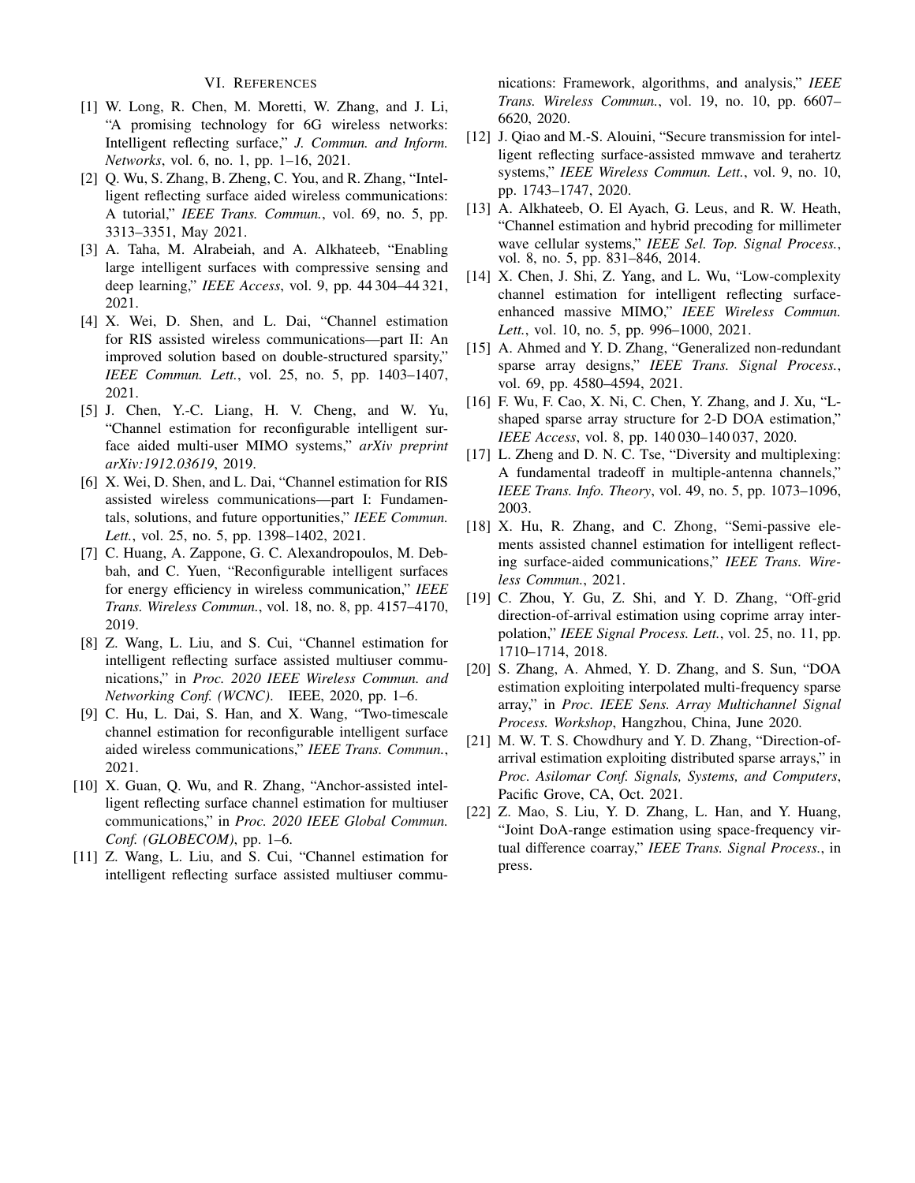## VI. References

[1] W. Long, R. Chen, M. Moretti, W. Zhang, and J. Li, "A promising technology for 6G wireless networks: Intelligent reflecting surface," *J. Commun. and Inform. Networks*, vol. 6, no. 1, pp. 1–16, 2021.

[2] Q. Wu, S. Zhang, B. Zheng, C. You, and R. Zhang, "Intelligent reflecting surface aided wireless communications: A tutorial," *IEEE Trans. Commun.*, vol. 69, no. 5, pp. 3313–3351, May 2021.

[3] A. Taha, M. Alrabeiah, and A. Alkhateeb, "Enabling large intelligent surfaces with compressive sensing and deep learning," *IEEE Access*, vol. 9, pp. 44 304–44 321, 2021.

[4] X. Wei, D. Shen, and L. Dai, "Channel estimation for RIS assisted wireless communications—part II: An improved solution based on double-structured sparsity," *IEEE Commun. Lett.*, vol. 25, no. 5, pp. 1403–1407, 2021.

[5] J. Chen, Y.-C. Liang, H. V. Cheng, and W. Yu, "Channel estimation for reconfigurable intelligent surface aided multi-user MIMO systems," *arXiv preprint arXiv:1912.03619*, 2019.

[6] X. Wei, D. Shen, and L. Dai, "Channel estimation for RIS assisted wireless communications—part I: Fundamentals, solutions, and future opportunities," *IEEE Commun. Lett.*, vol. 25, no. 5, pp. 1398–1402, 2021.

[7] C. Huang, A. Zappone, G. C. Alexandropoulos, M. Debbah, and C. Yuen, "Reconfigurable intelligent surfaces for energy efficiency in wireless communication," *IEEE Trans. Wireless Commun.*, vol. 18, no. 8, pp. 4157–4170, 2019.

[8] Z. Wang, L. Liu, and S. Cui, "Channel estimation for intelligent reflecting surface assisted multiuser communications," in *Proc. 2020 IEEE Wireless Commun. and Networking Conf. (WCNC)*. IEEE, 2020, pp. 1–6.

[9] C. Hu, L. Dai, S. Han, and X. Wang, "Two-timescale channel estimation for reconfigurable intelligent surface aided wireless communications," *IEEE Trans. Commun.*, 2021.

[10] X. Guan, Q. Wu, and R. Zhang, "Anchor-assisted intelligent reflecting surface channel estimation for multiuser communications," in *Proc. 2020 IEEE Global Commun. Conf. (GLOBECOM)*, pp. 1–6.

[11] Z. Wang, L. Liu, and S. Cui, "Channel estimation for intelligent reflecting surface assisted multiuser communications: Framework, algorithms, and analysis," *IEEE Trans. Wireless Commun.*, vol. 19, no. 10, pp. 6607–6620, 2020.

[12] J. Qiao and M.-S. Alouini, "Secure transmission for intelligent reflecting surface-assisted mmwave and terahertz systems," *IEEE Wireless Commun. Lett.*, vol. 9, no. 10, pp. 1743–1747, 2020.

[13] A. Alkhateeb, O. El Ayach, G. Leus, and R. W. Heath, "Channel estimation and hybrid precoding for millimeter wave cellular systems," *IEEE Sel. Top. Signal Process.*, vol. 8, no. 5, pp. 831–846, 2014.

[14] X. Chen, J. Shi, Z. Yang, and L. Wu, "Low-complexity channel estimation for intelligent reflecting surface-enhanced massive MIMO," *IEEE Wireless Commun. Lett.*, vol. 10, no. 5, pp. 996–1000, 2021.

[15] A. Ahmed and Y. D. Zhang, "Generalized non-redundant sparse array designs," *IEEE Trans. Signal Process.*, vol. 69, pp. 4580–4594, 2021.

[16] F. Wu, F. Cao, X. Ni, C. Chen, Y. Zhang, and J. Xu, "L-shaped sparse array structure for 2-D DOA estimation," *IEEE Access*, vol. 8, pp. 140 030–140 037, 2020.

[17] L. Zheng and D. N. C. Tse, "Diversity and multiplexing: A fundamental tradeoff in multiple-antenna channels," *IEEE Trans. Info. Theory*, vol. 49, no. 5, pp. 1073–1096, 2003.

[18] X. Hu, R. Zhang, and C. Zhong, "Semi-passive elements assisted channel estimation for intelligent reflecting surface-aided communications," *IEEE Trans. Wireless Commun.*, 2021.

[19] C. Zhou, Y. Gu, Z. Shi, and Y. D. Zhang, "Off-grid direction-of-arrival estimation using coprime array interpolation," *IEEE Signal Process. Lett.*, vol. 25, no. 11, pp. 1710–1714, 2018.

[20] S. Zhang, A. Ahmed, Y. D. Zhang, and S. Sun, "DOA estimation exploiting interpolated multi-frequency sparse array," in *Proc. IEEE Sens. Array Multichannel Signal Process. Workshop*, Hangzhou, China, June 2020.

[21] M. W. T. S. Chowdhury and Y. D. Zhang, "Direction-of-arrival estimation exploiting distributed sparse arrays," in *Proc. Asilomar Conf. Signals, Systems, and Computers*, Pacific Grove, CA, Oct. 2021.

[22] Z. Mao, S. Liu, Y. D. Zhang, L. Han, and Y. Huang, "Joint DoA-range estimation using space-frequency virtual difference coarray," *IEEE Trans. Signal Process.*, in press.